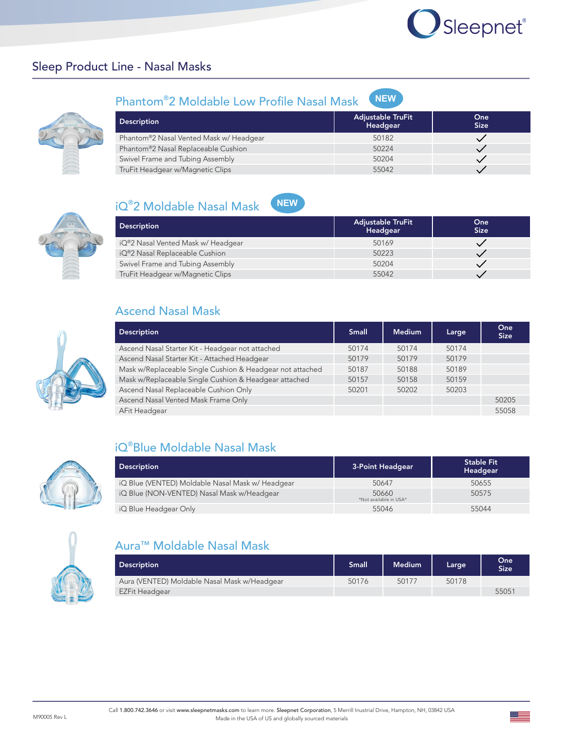Sleepnet®

# Sleep Product Line - Nasal Masks

## Phantom®2 Moldable Low Profile Nasal Mask NEW

| Description | Adjustable TruFit Headgear | One Size |
|---|---|---|
| Phantom®2 Nasal Vented Mask w/ Headgear | 50182 | ✓ |
| Phantom®2 Nasal Replaceable Cushion | 50224 | ✓ |
| Swivel Frame and Tubing Assembly | 50204 | ✓ |
| TruFit Headgear w/Magnetic Clips | 55042 | ✓ |

## iQ®2 Moldable Nasal Mask NEW

| Description | Adjustable TruFit Headgear | One Size |
|---|---|---|
| iQ®2 Nasal Vented Mask w/ Headgear | 50169 | ✓ |
| iQ®2 Nasal Replaceable Cushion | 50223 | ✓ |
| Swivel Frame and Tubing Assembly | 50204 | ✓ |
| TruFit Headgear w/Magnetic Clips | 55042 | ✓ |

## Ascend Nasal Mask

| Description | Small | Medium | Large | One Size |
|---|---|---|---|---|
| Ascend Nasal Starter Kit - Headgear not attached | 50174 | 50174 | 50174 | |
| Ascend Nasal Starter Kit - Attached Headgear | 50179 | 50179 | 50179 | |
| Mask w/Replaceable Single Cushion & Headgear not attached | 50187 | 50188 | 50189 | |
| Mask w/Replaceable Single Cushion & Headgear attached | 50157 | 50158 | 50159 | |
| Ascend Nasal Replaceable Cushion Only | 50201 | 50202 | 50203 | |
| Ascend Nasal Vented Mask Frame Only | | | | 50205 |
| AFit Headgear | | | | 55058 |

## iQ®Blue Moldable Nasal Mask

| Description | 3-Point Headgear | Stable Fit Headgear |
|---|---|---|
| iQ Blue (VENTED) Moldable Nasal Mask w/ Headgear | 50647 | 50655 |
| iQ Blue (NON-VENTED) Nasal Mask w/Headgear | 50660 *Not available in USA* | 50575 |
| iQ Blue Headgear Only | 55046 | 55044 |

## Aura™ Moldable Nasal Mask

| Description | Small | Medium | Large | One Size |
|---|---|---|---|---|
| Aura (VENTED) Moldable Nasal Mask w/Headgear | 50176 | 50177 | 50178 | |
| EZFit Headgear | | | | 55051 |

M90005 Rev L

Call 1.800.742.3646 or visit www.sleepnetmasks.com to learn more. Sleepnet Corporation, 5 Merrill Inustrial Drive, Hampton, NH, 03842 USA
Made in the USA of US and globally sourced materials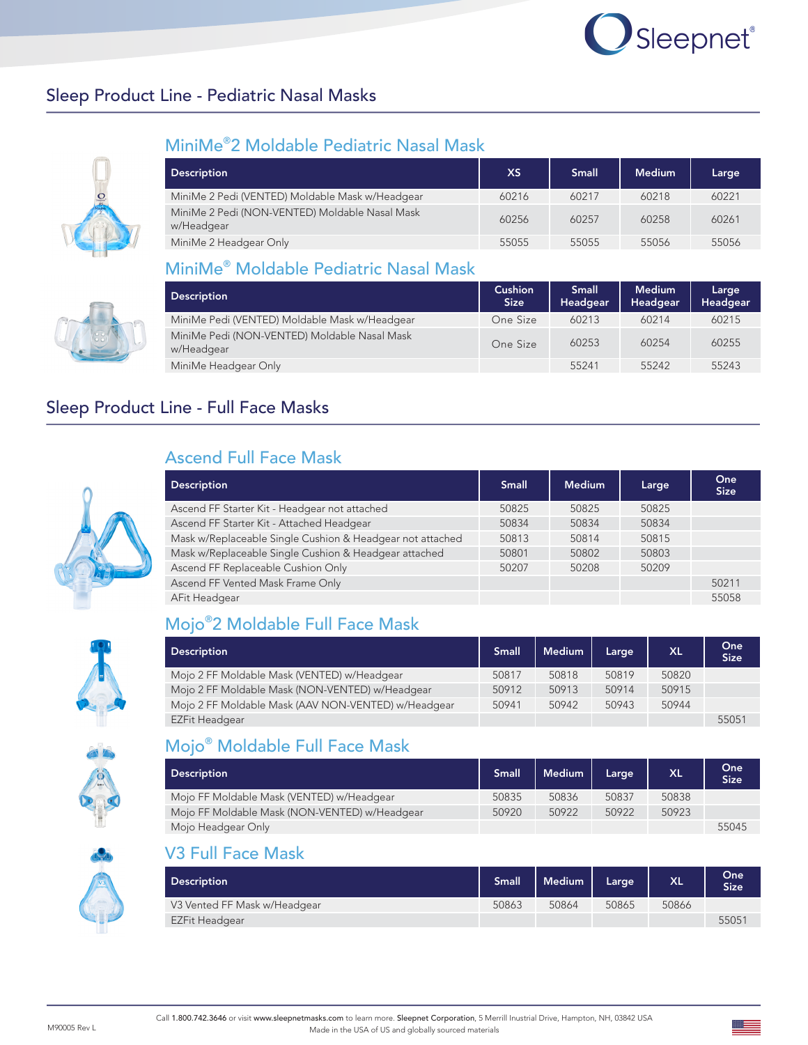## Sleep Product Line - Pediatric Nasal Masks

### MiniMe®2 Moldable Pediatric Nasal Mask

| Description | XS | Small | Medium | Large |
|---|---|---|---|---|
| MiniMe 2 Pedi (VENTED) Moldable Mask w/Headgear | 60216 | 60217 | 60218 | 60221 |
| MiniMe 2 Pedi (NON-VENTED) Moldable Nasal Mask w/Headgear | 60256 | 60257 | 60258 | 60261 |
| MiniMe 2 Headgear Only | 55055 | 55055 | 55056 | 55056 |

### MiniMe® Moldable Pediatric Nasal Mask

| Description | Cushion Size | Small Headgear | Medium Headgear | Large Headgear |
|---|---|---|---|---|
| MiniMe Pedi (VENTED) Moldable Mask w/Headgear | One Size | 60213 | 60214 | 60215 |
| MiniMe Pedi (NON-VENTED) Moldable Nasal Mask w/Headgear | One Size | 60253 | 60254 | 60255 |
| MiniMe Headgear Only | | 55241 | 55242 | 55243 |

## Sleep Product Line - Full Face Masks

### Ascend Full Face Mask

| Description | Small | Medium | Large | One Size |
|---|---|---|---|---|
| Ascend FF Starter Kit - Headgear not attached | 50825 | 50825 | 50825 | |
| Ascend FF Starter Kit - Attached Headgear | 50834 | 50834 | 50834 | |
| Mask w/Replaceable Single Cushion & Headgear not attached | 50813 | 50814 | 50815 | |
| Mask w/Replaceable Single Cushion & Headgear attached | 50801 | 50802 | 50803 | |
| Ascend FF Replaceable Cushion Only | 50207 | 50208 | 50209 | |
| Ascend FF Vented Mask Frame Only | | | | 50211 |
| AFit Headgear | | | | 55058 |

### Mojo®2 Moldable Full Face Mask

| Description | Small | Medium | Large | XL | One Size |
|---|---|---|---|---|---|
| Mojo 2 FF Moldable Mask (VENTED) w/Headgear | 50817 | 50818 | 50819 | 50820 | |
| Mojo 2 FF Moldable Mask (NON-VENTED) w/Headgear | 50912 | 50913 | 50914 | 50915 | |
| Mojo 2 FF Moldable Mask (AAV NON-VENTED) w/Headgear | 50941 | 50942 | 50943 | 50944 | |
| EZFit Headgear | | | | | 55051 |

### Mojo® Moldable Full Face Mask

| Description | Small | Medium | Large | XL | One Size |
|---|---|---|---|---|---|
| Mojo FF Moldable Mask (VENTED) w/Headgear | 50835 | 50836 | 50837 | 50838 | |
| Mojo FF Moldable Mask (NON-VENTED) w/Headgear | 50920 | 50922 | 50922 | 50923 | |
| Mojo Headgear Only | | | | | 55045 |

### V3 Full Face Mask

| Description | Small | Medium | Large | XL | One Size |
|---|---|---|---|---|---|
| V3 Vented FF Mask w/Headgear | 50863 | 50864 | 50865 | 50866 | |
| EZFit Headgear | | | | | 55051 |

M90005 Rev L

Call **1.800.742.3646** or visit **www.sleepnetmasks.com** to learn more. **Sleepnet Corporation**, 5 Merrill Instrial Drive, Hampton, NH, 03842 USA
Made in the USA of US and globally sourced materials